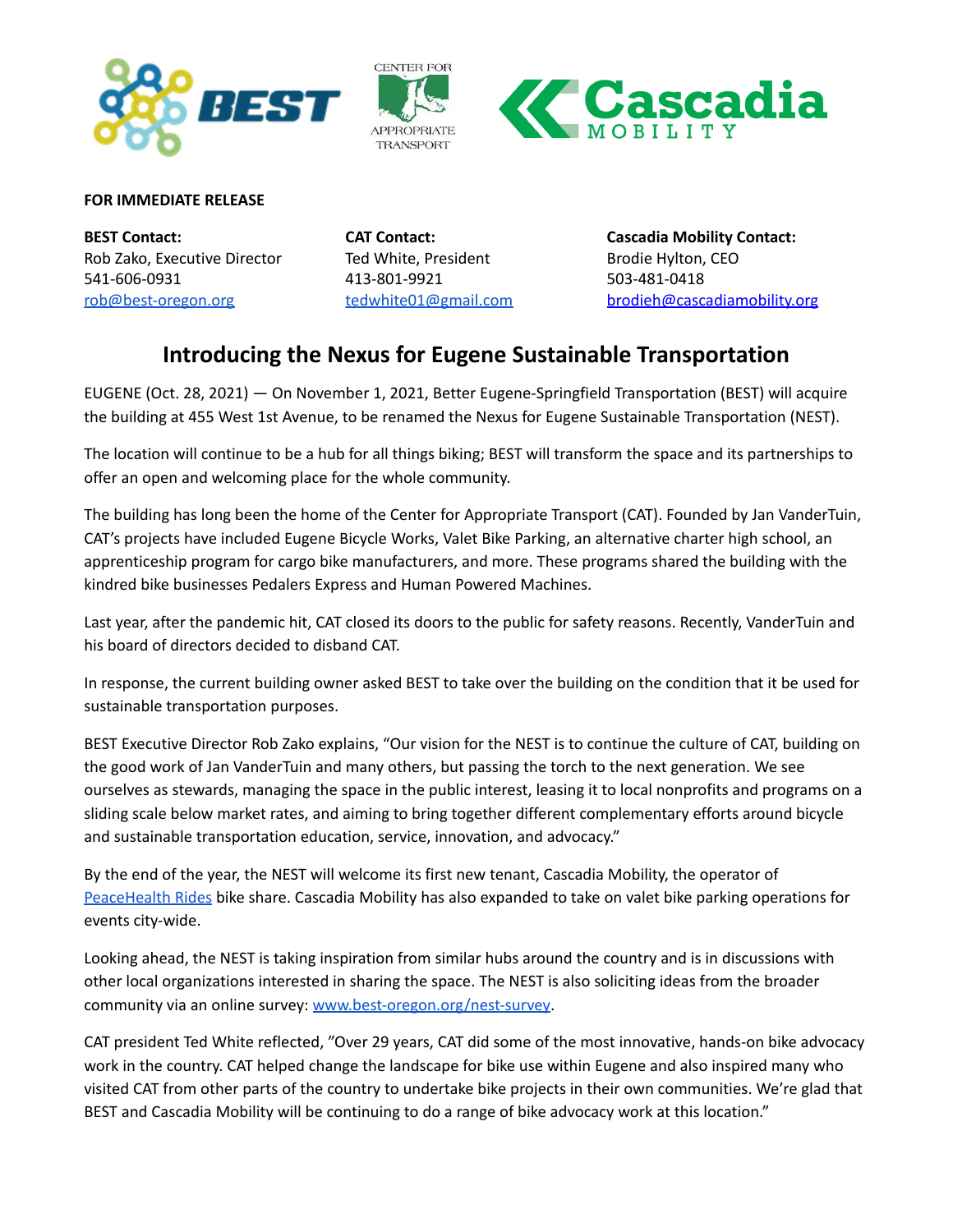**FOR IMMEDIATE RELEASE**

**BEST Contact:**
Rob Zako, Executive Director
541-606-0931
rob@best-oregon.org

**CAT Contact:**
Ted White, President
413-801-9921
tedwhite01@gmail.com

**Cascadia Mobility Contact:**
Brodie Hylton, CEO
503-481-0418
brodieh@cascadiamobility.org

# Introducing the Nexus for Eugene Sustainable Transportation

EUGENE (Oct. 28, 2021) — On November 1, 2021, Better Eugene-Springfield Transportation (BEST) will acquire the building at 455 West 1st Avenue, to be renamed the Nexus for Eugene Sustainable Transportation (NEST).

The location will continue to be a hub for all things biking; BEST will transform the space and its partnerships to offer an open and welcoming place for the whole community.

The building has long been the home of the Center for Appropriate Transport (CAT). Founded by Jan VanderTuin, CAT's projects have included Eugene Bicycle Works, Valet Bike Parking, an alternative charter high school, an apprenticeship program for cargo bike manufacturers, and more. These programs shared the building with the kindred bike businesses Pedalers Express and Human Powered Machines.

Last year, after the pandemic hit, CAT closed its doors to the public for safety reasons. Recently, VanderTuin and his board of directors decided to disband CAT.

In response, the current building owner asked BEST to take over the building on the condition that it be used for sustainable transportation purposes.

BEST Executive Director Rob Zako explains, "Our vision for the NEST is to continue the culture of CAT, building on the good work of Jan VanderTuin and many others, but passing the torch to the next generation. We see ourselves as stewards, managing the space in the public interest, leasing it to local nonprofits and programs on a sliding scale below market rates, and aiming to bring together different complementary efforts around bicycle and sustainable transportation education, service, innovation, and advocacy."

By the end of the year, the NEST will welcome its first new tenant, Cascadia Mobility, the operator of PeaceHealth Rides bike share. Cascadia Mobility has also expanded to take on valet bike parking operations for events city-wide.

Looking ahead, the NEST is taking inspiration from similar hubs around the country and is in discussions with other local organizations interested in sharing the space. The NEST is also soliciting ideas from the broader community via an online survey: www.best-oregon.org/nest-survey.

CAT president Ted White reflected, "Over 29 years, CAT did some of the most innovative, hands-on bike advocacy work in the country. CAT helped change the landscape for bike use within Eugene and also inspired many who visited CAT from other parts of the country to undertake bike projects in their own communities. We're glad that BEST and Cascadia Mobility will be continuing to do a range of bike advocacy work at this location."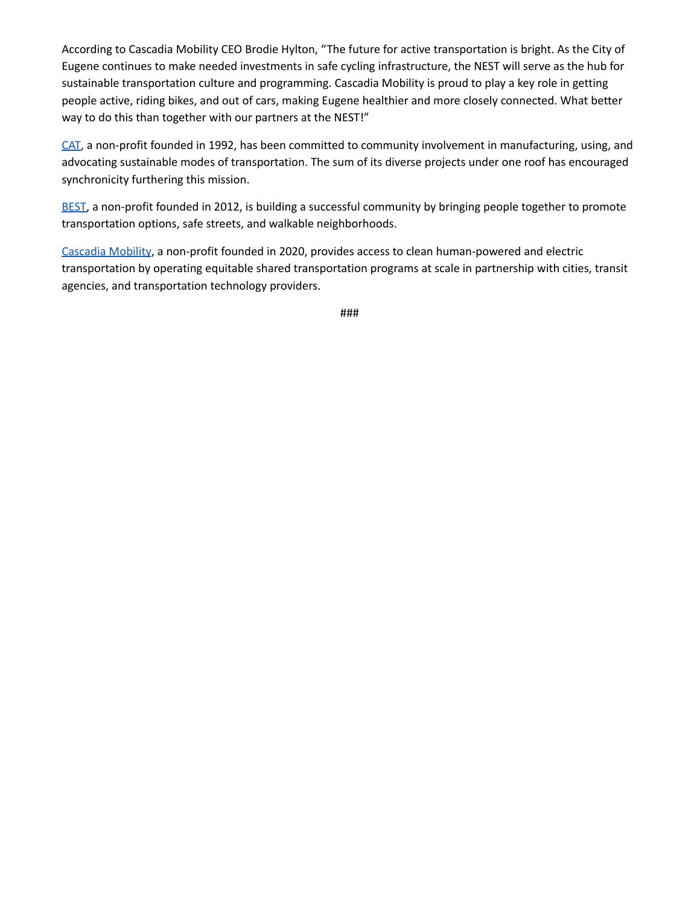According to Cascadia Mobility CEO Brodie Hylton, “The future for active transportation is bright. As the City of Eugene continues to make needed investments in safe cycling infrastructure, the NEST will serve as the hub for sustainable transportation culture and programming. Cascadia Mobility is proud to play a key role in getting people active, riding bikes, and out of cars, making Eugene healthier and more closely connected. What better way to do this than together with our partners at the NEST!”

CAT, a non-profit founded in 1992, has been committed to community involvement in manufacturing, using, and advocating sustainable modes of transportation. The sum of its diverse projects under one roof has encouraged synchronicity furthering this mission.

BEST, a non-profit founded in 2012, is building a successful community by bringing people together to promote transportation options, safe streets, and walkable neighborhoods.

Cascadia Mobility, a non-profit founded in 2020, provides access to clean human-powered and electric transportation by operating equitable shared transportation programs at scale in partnership with cities, transit agencies, and transportation technology providers.

###